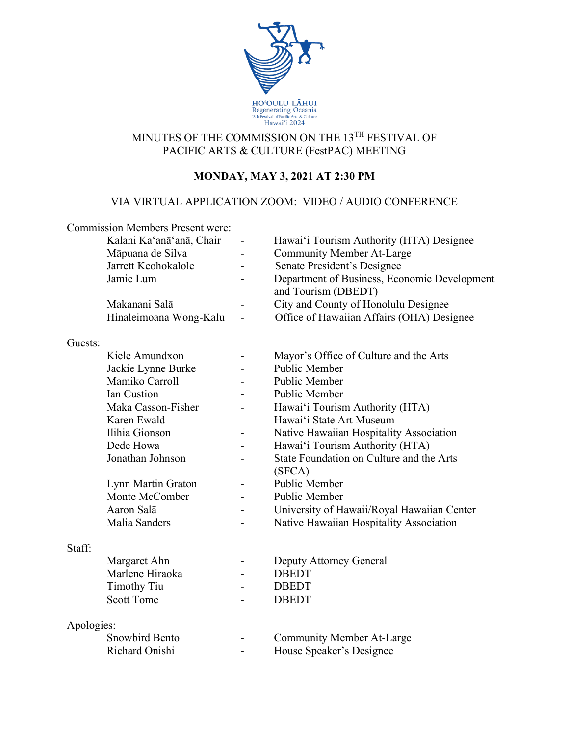HO'OULU LĀHUI
Regenerating Oceania
13th Festival of Pacific Arts & Culture
Hawai'i 2024

# MINUTES OF THE COMMISSION ON THE 13TH FESTIVAL OF PACIFIC ARTS & CULTURE (FestPAC) MEETING

**MONDAY, MAY 3, 2021 AT 2:30 PM**

VIA VIRTUAL APPLICATION ZOOM: VIDEO / AUDIO CONFERENCE

Commission Members Present were:

| | | |
|---|---|---|
| Kalani Ka'anā'anā, Chair | - | Hawai'i Tourism Authority (HTA) Designee |
| Māpuana de Silva | - | Community Member At-Large |
| Jarrett Keohokālole | - | Senate President's Designee |
| Jamie Lum | - | Department of Business, Economic Development and Tourism (DBEDT) |
| Makanani Salā | - | City and County of Honolulu Designee |
| Hinaleimoana Wong-Kalu | - | Office of Hawaiian Affairs (OHA) Designee |

Guests:

| | | |
|---|---|---|
| Kiele Amundxon | - | Mayor's Office of Culture and the Arts |
| Jackie Lynne Burke | - | Public Member |
| Mamiko Carroll | - | Public Member |
| Ian Custion | - | Public Member |
| Maka Casson-Fisher | - | Hawai'i Tourism Authority (HTA) |
| Karen Ewald | - | Hawai'i State Art Museum |
| Ilihia Gionson | - | Native Hawaiian Hospitality Association |
| Dede Howa | - | Hawai'i Tourism Authority (HTA) |
| Jonathan Johnson | - | State Foundation on Culture and the Arts (SFCA) |
| Lynn Martin Graton | - | Public Member |
| Monte McComber | - | Public Member |
| Aaron Salā | - | University of Hawaii/Royal Hawaiian Center |
| Malia Sanders | - | Native Hawaiian Hospitality Association |

Staff:

| | | |
|---|---|---|
| Margaret Ahn | - | Deputy Attorney General |
| Marlene Hiraoka | - | DBEDT |
| Timothy Tiu | - | DBEDT |
| Scott Tome | - | DBEDT |

Apologies:

| | | |
|---|---|---|
| Snowbird Bento | - | Community Member At-Large |
| Richard Onishi | - | House Speaker's Designee |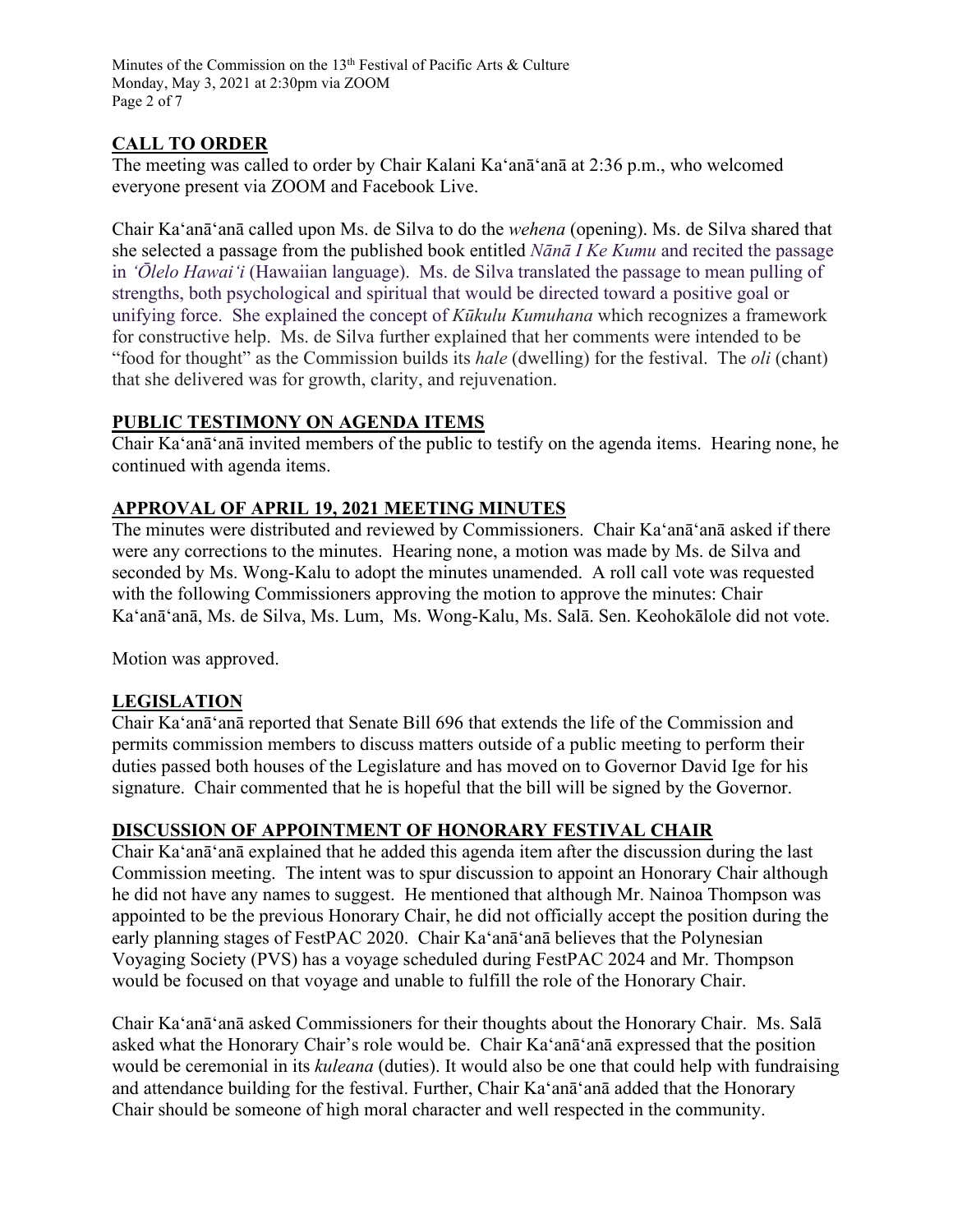## CALL TO ORDER

The meeting was called to order by Chair Kalani Kaʻanāʻanā at 2:36 p.m., who welcomed everyone present via ZOOM and Facebook Live.

Chair Kaʻanāʻanā called upon Ms. de Silva to do the *wehena* (opening). Ms. de Silva shared that she selected a passage from the published book entitled *Nānā I Ke Kumu* and recited the passage in *ʻŌlelo Hawaiʻi* (Hawaiian language). Ms. de Silva translated the passage to mean pulling of strengths, both psychological and spiritual that would be directed toward a positive goal or unifying force. She explained the concept of *Kūkulu Kumuhana* which recognizes a framework for constructive help. Ms. de Silva further explained that her comments were intended to be "food for thought" as the Commission builds its *hale* (dwelling) for the festival. The *oli* (chant) that she delivered was for growth, clarity, and rejuvenation.

## PUBLIC TESTIMONY ON AGENDA ITEMS

Chair Kaʻanāʻanā invited members of the public to testify on the agenda items. Hearing none, he continued with agenda items.

## APPROVAL OF APRIL 19, 2021 MEETING MINUTES

The minutes were distributed and reviewed by Commissioners. Chair Kaʻanāʻanā asked if there were any corrections to the minutes. Hearing none, a motion was made by Ms. de Silva and seconded by Ms. Wong-Kalu to adopt the minutes unamended. A roll call vote was requested with the following Commissioners approving the motion to approve the minutes: Chair Kaʻanāʻanā, Ms. de Silva, Ms. Lum, Ms. Wong-Kalu, Ms. Salā. Sen. Keohokālole did not vote.

Motion was approved.

## LEGISLATION

Chair Kaʻanāʻanā reported that Senate Bill 696 that extends the life of the Commission and permits commission members to discuss matters outside of a public meeting to perform their duties passed both houses of the Legislature and has moved on to Governor David Ige for his signature. Chair commented that he is hopeful that the bill will be signed by the Governor.

## DISCUSSION OF APPOINTMENT OF HONORARY FESTIVAL CHAIR

Chair Kaʻanāʻanā explained that he added this agenda item after the discussion during the last Commission meeting. The intent was to spur discussion to appoint an Honorary Chair although he did not have any names to suggest. He mentioned that although Mr. Nainoa Thompson was appointed to be the previous Honorary Chair, he did not officially accept the position during the early planning stages of FestPAC 2020. Chair Kaʻanāʻanā believes that the Polynesian Voyaging Society (PVS) has a voyage scheduled during FestPAC 2024 and Mr. Thompson would be focused on that voyage and unable to fulfill the role of the Honorary Chair.

Chair Kaʻanāʻanā asked Commissioners for their thoughts about the Honorary Chair. Ms. Salā asked what the Honorary Chair's role would be. Chair Kaʻanāʻanā expressed that the position would be ceremonial in its *kuleana* (duties). It would also be one that could help with fundraising and attendance building for the festival. Further, Chair Kaʻanāʻanā added that the Honorary Chair should be someone of high moral character and well respected in the community.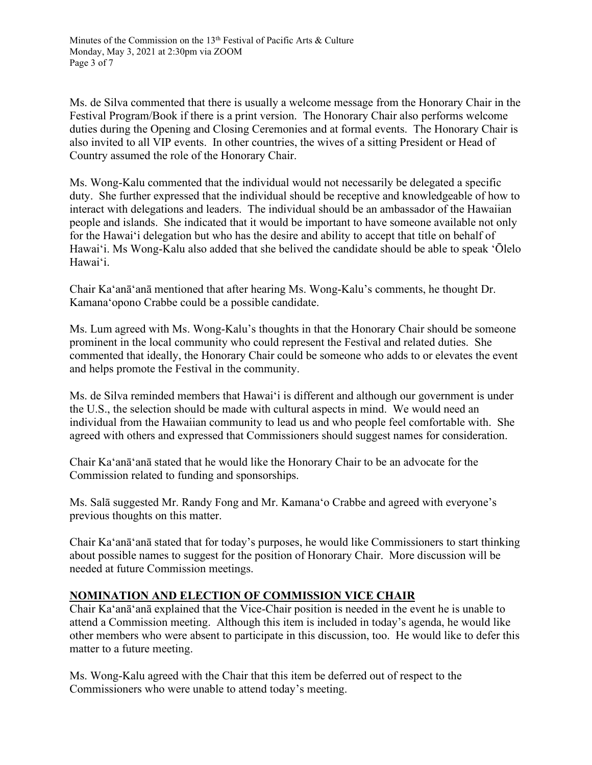Ms. de Silva commented that there is usually a welcome message from the Honorary Chair in the Festival Program/Book if there is a print version. The Honorary Chair also performs welcome duties during the Opening and Closing Ceremonies and at formal events. The Honorary Chair is also invited to all VIP events. In other countries, the wives of a sitting President or Head of Country assumed the role of the Honorary Chair.

Ms. Wong-Kalu commented that the individual would not necessarily be delegated a specific duty. She further expressed that the individual should be receptive and knowledgeable of how to interact with delegations and leaders. The individual should be an ambassador of the Hawaiian people and islands. She indicated that it would be important to have someone available not only for the Hawai'i delegation but who has the desire and ability to accept that title on behalf of Hawai'i. Ms Wong-Kalu also added that she belived the candidate should be able to speak 'Ōlelo Hawai'i.

Chair Ka'anā'anā mentioned that after hearing Ms. Wong-Kalu's comments, he thought Dr. Kamana'opono Crabbe could be a possible candidate.

Ms. Lum agreed with Ms. Wong-Kalu's thoughts in that the Honorary Chair should be someone prominent in the local community who could represent the Festival and related duties. She commented that ideally, the Honorary Chair could be someone who adds to or elevates the event and helps promote the Festival in the community.

Ms. de Silva reminded members that Hawai'i is different and although our government is under the U.S., the selection should be made with cultural aspects in mind. We would need an individual from the Hawaiian community to lead us and who people feel comfortable with. She agreed with others and expressed that Commissioners should suggest names for consideration.

Chair Ka'anā'anā stated that he would like the Honorary Chair to be an advocate for the Commission related to funding and sponsorships.

Ms. Salā suggested Mr. Randy Fong and Mr. Kamana'o Crabbe and agreed with everyone's previous thoughts on this matter.

Chair Ka'anā'anā stated that for today's purposes, he would like Commissioners to start thinking about possible names to suggest for the position of Honorary Chair. More discussion will be needed at future Commission meetings.

## NOMINATION AND ELECTION OF COMMISSION VICE CHAIR

Chair Ka'anā'anā explained that the Vice-Chair position is needed in the event he is unable to attend a Commission meeting. Although this item is included in today's agenda, he would like other members who were absent to participate in this discussion, too. He would like to defer this matter to a future meeting.

Ms. Wong-Kalu agreed with the Chair that this item be deferred out of respect to the Commissioners who were unable to attend today's meeting.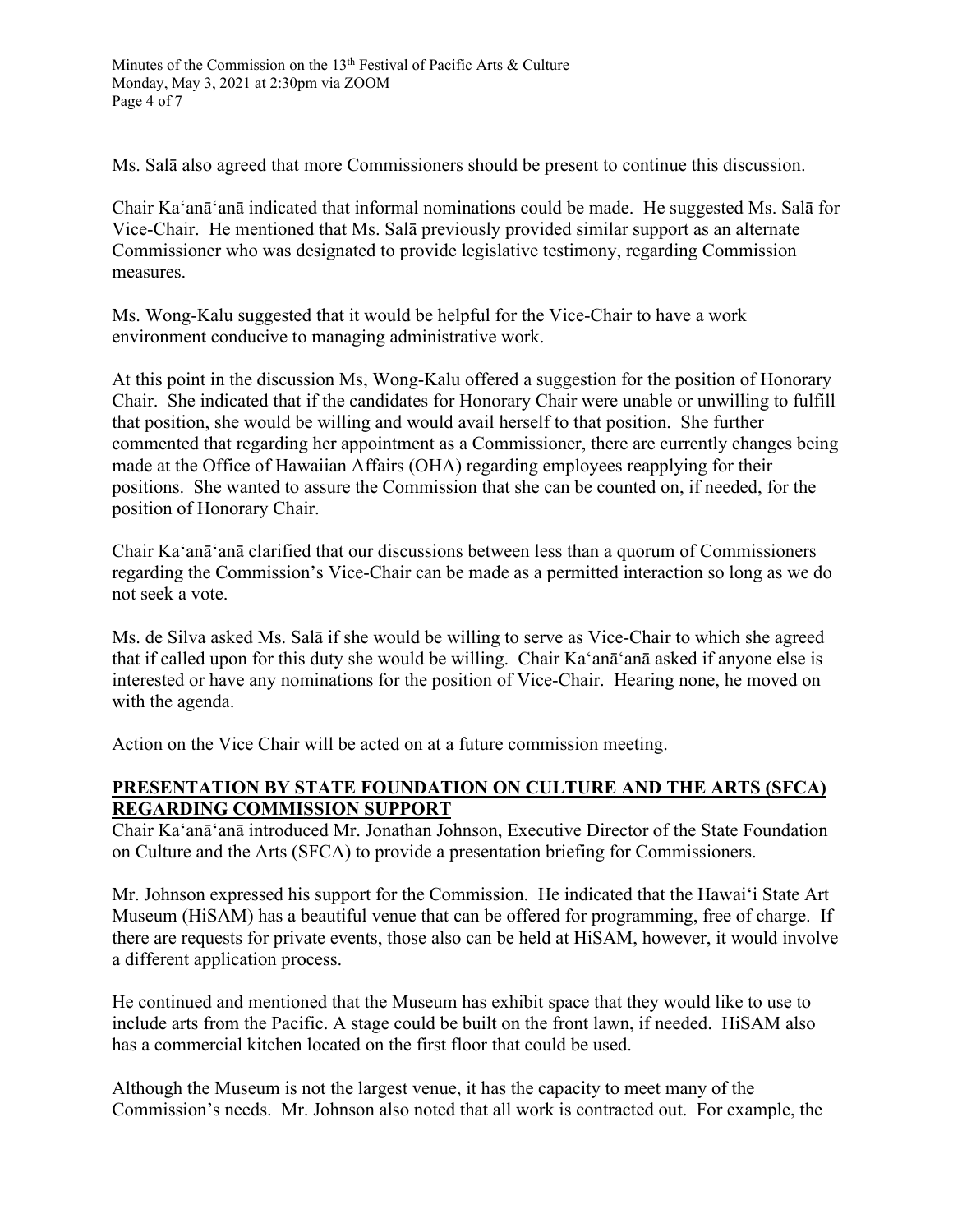Ms. Salā also agreed that more Commissioners should be present to continue this discussion.

Chair Kaʻanāʻanā indicated that informal nominations could be made. He suggested Ms. Salā for Vice-Chair. He mentioned that Ms. Salā previously provided similar support as an alternate Commissioner who was designated to provide legislative testimony, regarding Commission measures.

Ms. Wong-Kalu suggested that it would be helpful for the Vice-Chair to have a work environment conducive to managing administrative work.

At this point in the discussion Ms, Wong-Kalu offered a suggestion for the position of Honorary Chair. She indicated that if the candidates for Honorary Chair were unable or unwilling to fulfill that position, she would be willing and would avail herself to that position. She further commented that regarding her appointment as a Commissioner, there are currently changes being made at the Office of Hawaiian Affairs (OHA) regarding employees reapplying for their positions. She wanted to assure the Commission that she can be counted on, if needed, for the position of Honorary Chair.

Chair Kaʻanāʻanā clarified that our discussions between less than a quorum of Commissioners regarding the Commission's Vice-Chair can be made as a permitted interaction so long as we do not seek a vote.

Ms. de Silva asked Ms. Salā if she would be willing to serve as Vice-Chair to which she agreed that if called upon for this duty she would be willing. Chair Kaʻanāʻanā asked if anyone else is interested or have any nominations for the position of Vice-Chair. Hearing none, he moved on with the agenda.

Action on the Vice Chair will be acted on at a future commission meeting.

## PRESENTATION BY STATE FOUNDATION ON CULTURE AND THE ARTS (SFCA) REGARDING COMMISSION SUPPORT

Chair Kaʻanāʻanā introduced Mr. Jonathan Johnson, Executive Director of the State Foundation on Culture and the Arts (SFCA) to provide a presentation briefing for Commissioners.

Mr. Johnson expressed his support for the Commission. He indicated that the Hawaiʻi State Art Museum (HiSAM) has a beautiful venue that can be offered for programming, free of charge. If there are requests for private events, those also can be held at HiSAM, however, it would involve a different application process.

He continued and mentioned that the Museum has exhibit space that they would like to use to include arts from the Pacific. A stage could be built on the front lawn, if needed. HiSAM also has a commercial kitchen located on the first floor that could be used.

Although the Museum is not the largest venue, it has the capacity to meet many of the Commission's needs. Mr. Johnson also noted that all work is contracted out. For example, the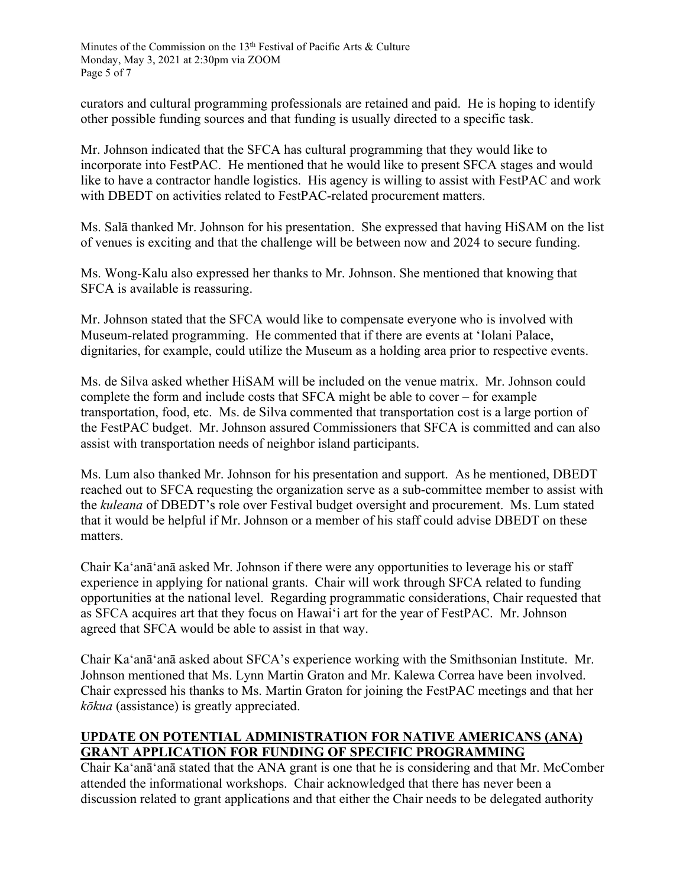curators and cultural programming professionals are retained and paid. He is hoping to identify other possible funding sources and that funding is usually directed to a specific task.

Mr. Johnson indicated that the SFCA has cultural programming that they would like to incorporate into FestPAC. He mentioned that he would like to present SFCA stages and would like to have a contractor handle logistics. His agency is willing to assist with FestPAC and work with DBEDT on activities related to FestPAC-related procurement matters.

Ms. Salā thanked Mr. Johnson for his presentation. She expressed that having HiSAM on the list of venues is exciting and that the challenge will be between now and 2024 to secure funding.

Ms. Wong-Kalu also expressed her thanks to Mr. Johnson. She mentioned that knowing that SFCA is available is reassuring.

Mr. Johnson stated that the SFCA would like to compensate everyone who is involved with Museum-related programming. He commented that if there are events at ʻIolani Palace, dignitaries, for example, could utilize the Museum as a holding area prior to respective events.

Ms. de Silva asked whether HiSAM will be included on the venue matrix. Mr. Johnson could complete the form and include costs that SFCA might be able to cover – for example transportation, food, etc. Ms. de Silva commented that transportation cost is a large portion of the FestPAC budget. Mr. Johnson assured Commissioners that SFCA is committed and can also assist with transportation needs of neighbor island participants.

Ms. Lum also thanked Mr. Johnson for his presentation and support. As he mentioned, DBEDT reached out to SFCA requesting the organization serve as a sub-committee member to assist with the *kuleana* of DBEDT's role over Festival budget oversight and procurement. Ms. Lum stated that it would be helpful if Mr. Johnson or a member of his staff could advise DBEDT on these matters.

Chair Kaʻanāʻanā asked Mr. Johnson if there were any opportunities to leverage his or staff experience in applying for national grants. Chair will work through SFCA related to funding opportunities at the national level. Regarding programmatic considerations, Chair requested that as SFCA acquires art that they focus on Hawaiʻi art for the year of FestPAC. Mr. Johnson agreed that SFCA would be able to assist in that way.

Chair Kaʻanāʻanā asked about SFCA's experience working with the Smithsonian Institute. Mr. Johnson mentioned that Ms. Lynn Martin Graton and Mr. Kalewa Correa have been involved. Chair expressed his thanks to Ms. Martin Graton for joining the FestPAC meetings and that her *kōkua* (assistance) is greatly appreciated.

**UPDATE ON POTENTIAL ADMINISTRATION FOR NATIVE AMERICANS (ANA) GRANT APPLICATION FOR FUNDING OF SPECIFIC PROGRAMMING**

Chair Kaʻanāʻanā stated that the ANA grant is one that he is considering and that Mr. McComber attended the informational workshops. Chair acknowledged that there has never been a discussion related to grant applications and that either the Chair needs to be delegated authority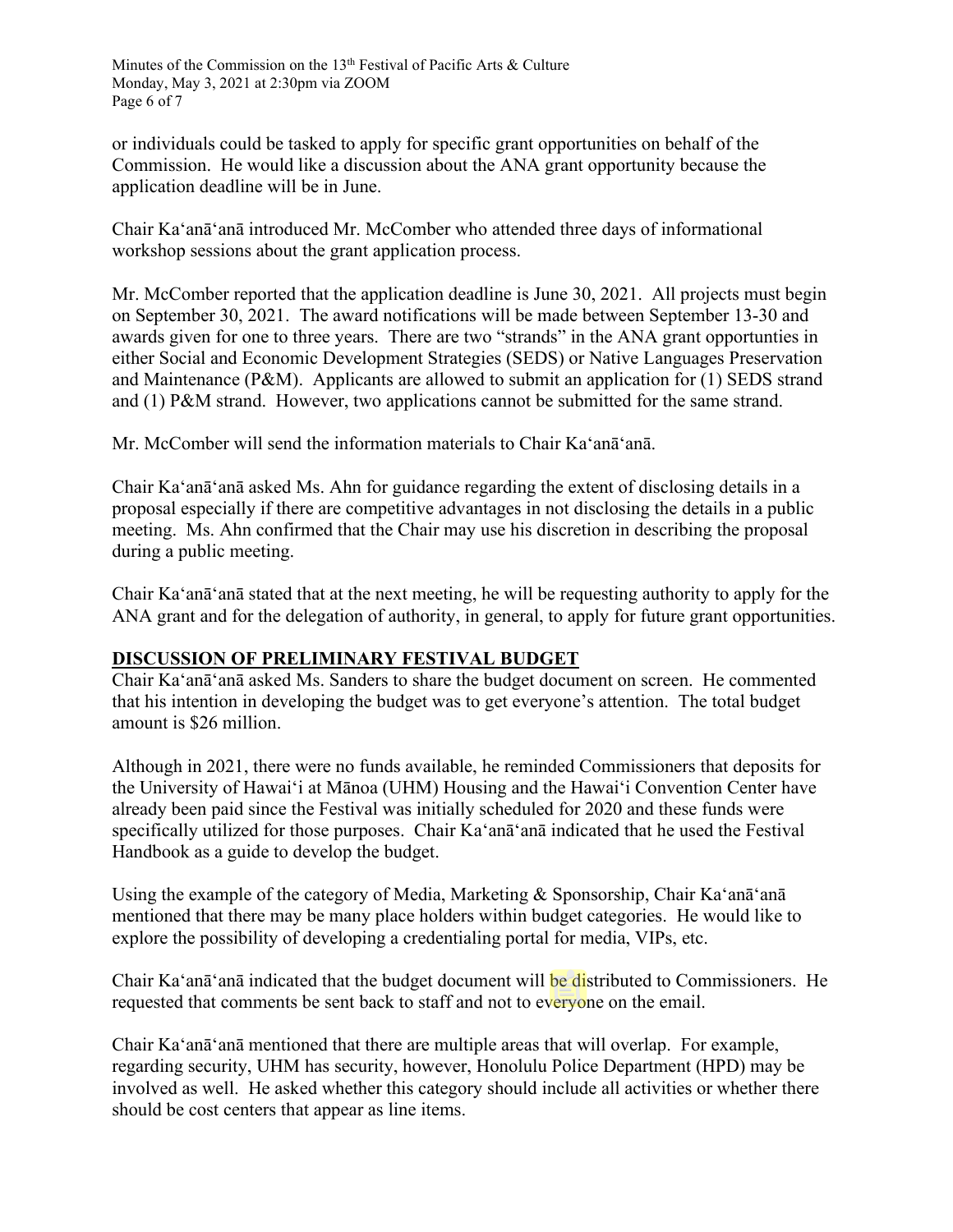or individuals could be tasked to apply for specific grant opportunities on behalf of the Commission. He would like a discussion about the ANA grant opportunity because the application deadline will be in June.

Chair Kaʻanāʻanā introduced Mr. McComber who attended three days of informational workshop sessions about the grant application process.

Mr. McComber reported that the application deadline is June 30, 2021. All projects must begin on September 30, 2021. The award notifications will be made between September 13-30 and awards given for one to three years. There are two "strands" in the ANA grant opportunties in either Social and Economic Development Strategies (SEDS) or Native Languages Preservation and Maintenance (P&M). Applicants are allowed to submit an application for (1) SEDS strand and (1) P&M strand. However, two applications cannot be submitted for the same strand.

Mr. McComber will send the information materials to Chair Kaʻanāʻanā.

Chair Kaʻanāʻanā asked Ms. Ahn for guidance regarding the extent of disclosing details in a proposal especially if there are competitive advantages in not disclosing the details in a public meeting. Ms. Ahn confirmed that the Chair may use his discretion in describing the proposal during a public meeting.

Chair Kaʻanāʻanā stated that at the next meeting, he will be requesting authority to apply for the ANA grant and for the delegation of authority, in general, to apply for future grant opportunities.

## DISCUSSION OF PRELIMINARY FESTIVAL BUDGET

Chair Kaʻanāʻanā asked Ms. Sanders to share the budget document on screen. He commented that his intention in developing the budget was to get everyone's attention. The total budget amount is $26 million.

Although in 2021, there were no funds available, he reminded Commissioners that deposits for the University of Hawaiʻi at Mānoa (UHM) Housing and the Hawaiʻi Convention Center have already been paid since the Festival was initially scheduled for 2020 and these funds were specifically utilized for those purposes. Chair Kaʻanāʻanā indicated that he used the Festival Handbook as a guide to develop the budget.

Using the example of the category of Media, Marketing & Sponsorship, Chair Kaʻanāʻanā mentioned that there may be many place holders within budget categories. He would like to explore the possibility of developing a credentialing portal for media, VIPs, etc.

Chair Kaʻanāʻanā indicated that the budget document will be distributed to Commissioners. He requested that comments be sent back to staff and not to everyone on the email.

Chair Kaʻanāʻanā mentioned that there are multiple areas that will overlap. For example, regarding security, UHM has security, however, Honolulu Police Department (HPD) may be involved as well. He asked whether this category should include all activities or whether there should be cost centers that appear as line items.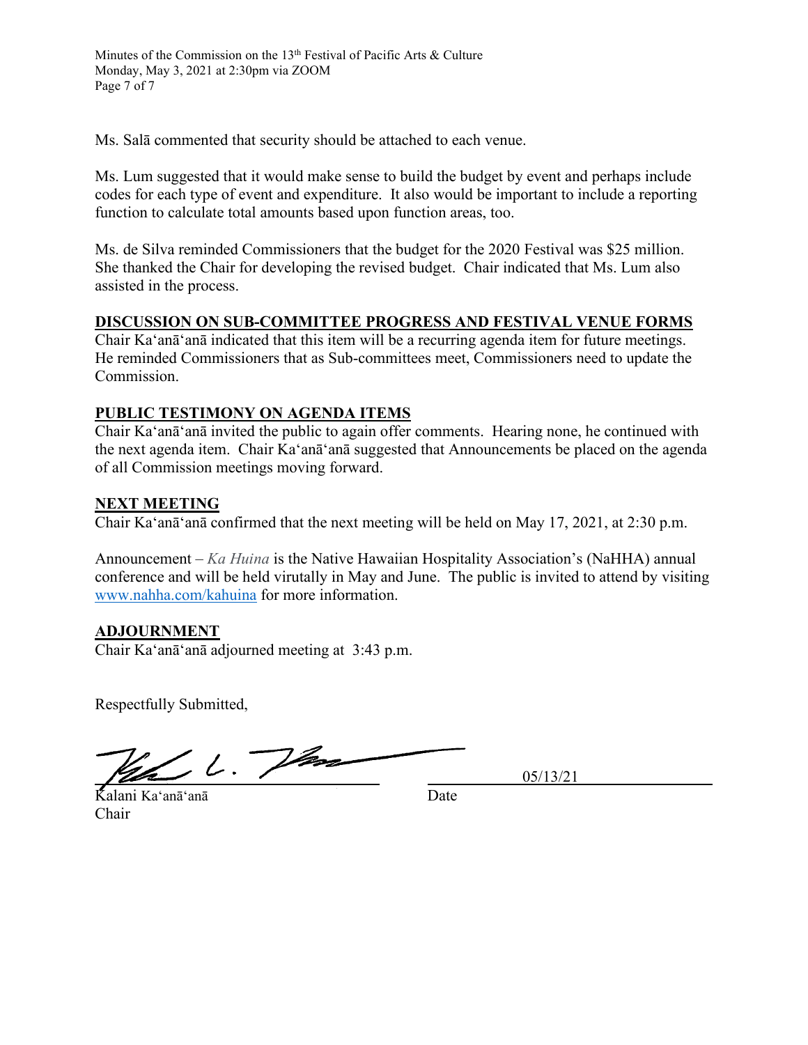Ms. Salā commented that security should be attached to each venue.

Ms. Lum suggested that it would make sense to build the budget by event and perhaps include codes for each type of event and expenditure. It also would be important to include a reporting function to calculate total amounts based upon function areas, too.

Ms. de Silva reminded Commissioners that the budget for the 2020 Festival was $25 million. She thanked the Chair for developing the revised budget. Chair indicated that Ms. Lum also assisted in the process.

**DISCUSSION ON SUB-COMMITTEE PROGRESS AND FESTIVAL VENUE FORMS**

Chair Ka'anā'anā indicated that this item will be a recurring agenda item for future meetings. He reminded Commissioners that as Sub-committees meet, Commissioners need to update the Commission.

**PUBLIC TESTIMONY ON AGENDA ITEMS**

Chair Ka'anā'anā invited the public to again offer comments. Hearing none, he continued with the next agenda item. Chair Ka'anā'anā suggested that Announcements be placed on the agenda of all Commission meetings moving forward.

**NEXT MEETING**

Chair Ka'anā'anā confirmed that the next meeting will be held on May 17, 2021, at 2:30 p.m.

Announcement – *Ka Huina* is the Native Hawaiian Hospitality Association's (NaHHA) annual conference and will be held virutally in May and June. The public is invited to attend by visiting www.nahha.com/kahuina for more information.

**ADJOURNMENT**

Chair Ka'anā'anā adjourned meeting at 3:43 p.m.

Respectfully Submitted,

Kalani Ka'anā'anā
Chair

Date: 05/13/21